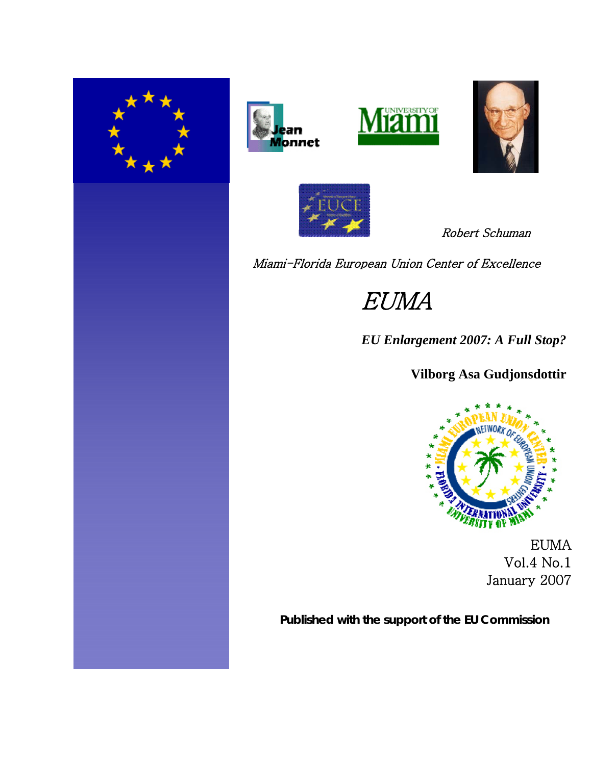*Robert Schuman*

*Miami-Florida European Union Center of Excellence*

# *EUMA*

## ***EU Enlargement 2007: A Full Stop?***

**Vilborg Asa Gudjonsdottir**

EUMA
Vol.4 No.1
January 2007

**Published with the support of the EU Commission**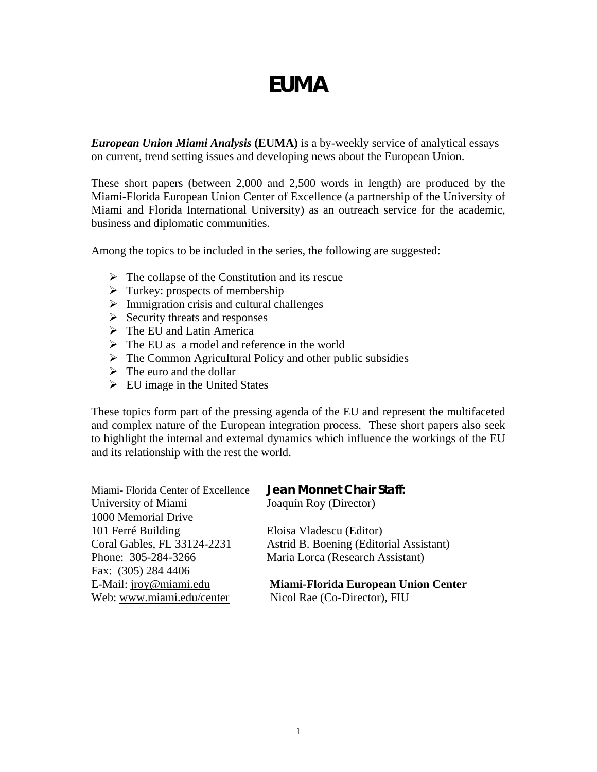# EUMA

***European Union Miami Analysis*** **(EUMA)** is a by-weekly service of analytical essays on current, trend setting issues and developing news about the European Union.

These short papers (between 2,000 and 2,500 words in length) are produced by the Miami-Florida European Union Center of Excellence (a partnership of the University of Miami and Florida International University) as an outreach service for the academic, business and diplomatic communities.

Among the topics to be included in the series, the following are suggested:

- The collapse of the Constitution and its rescue
- Turkey: prospects of membership
- Immigration crisis and cultural challenges
- Security threats and responses
- The EU and Latin America
- The EU as a model and reference in the world
- The Common Agricultural Policy and other public subsidies
- The euro and the dollar
- EU image in the United States

These topics form part of the pressing agenda of the EU and represent the multifaceted and complex nature of the European integration process. These short papers also seek to highlight the internal and external dynamics which influence the workings of the EU and its relationship with the rest the world.

Miami- Florida Center of Excellence
University of Miami
1000 Memorial Drive
101 Ferré Building
Coral Gables, FL 33124-2231
Phone: 305-284-3266
Fax: (305) 284 4406
E-Mail: jroy@miami.edu
Web: www.miami.edu/center

**Jean Monnet Chair Staff:**
Joaquín Roy (Director)

Eloisa Vladescu (Editor)
Astrid B. Boening (Editorial Assistant)
Maria Lorca (Research Assistant)

**Miami-Florida European Union Center**
Nicol Rae (Co-Director), FIU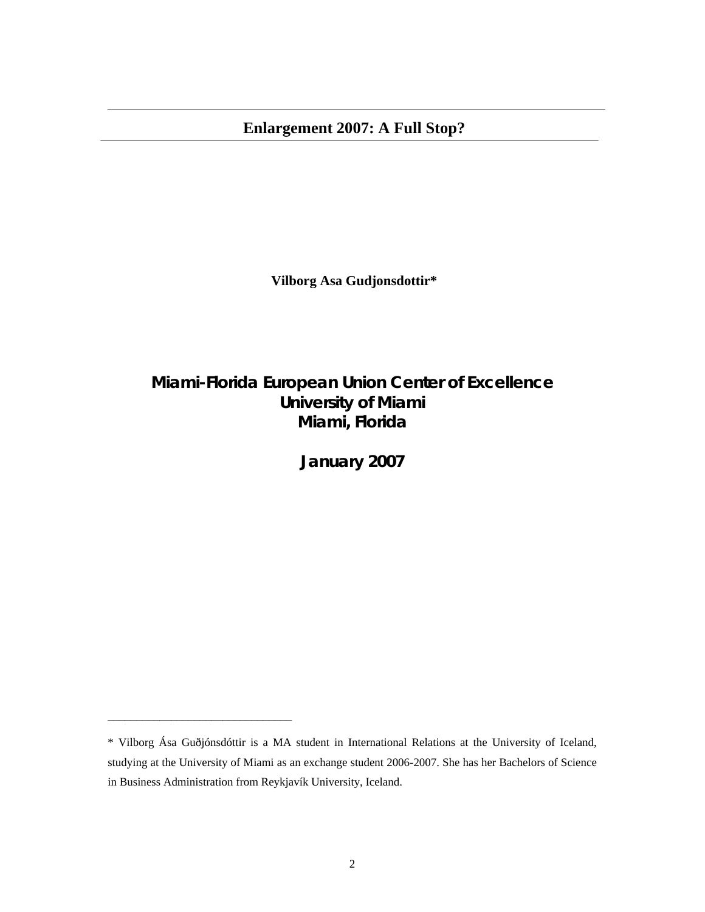# Enlargement 2007: A Full Stop?

**Vilborg Asa Gudjonsdottir***

**Miami-Florida European Union Center of Excellence**
**University of Miami**
**Miami, Florida**

**January 2007**

---

* Vilborg Ása Guðjónsdóttir is a MA student in International Relations at the University of Iceland, studying at the University of Miami as an exchange student 2006-2007. She has her Bachelors of Science in Business Administration from Reykjavík University, Iceland.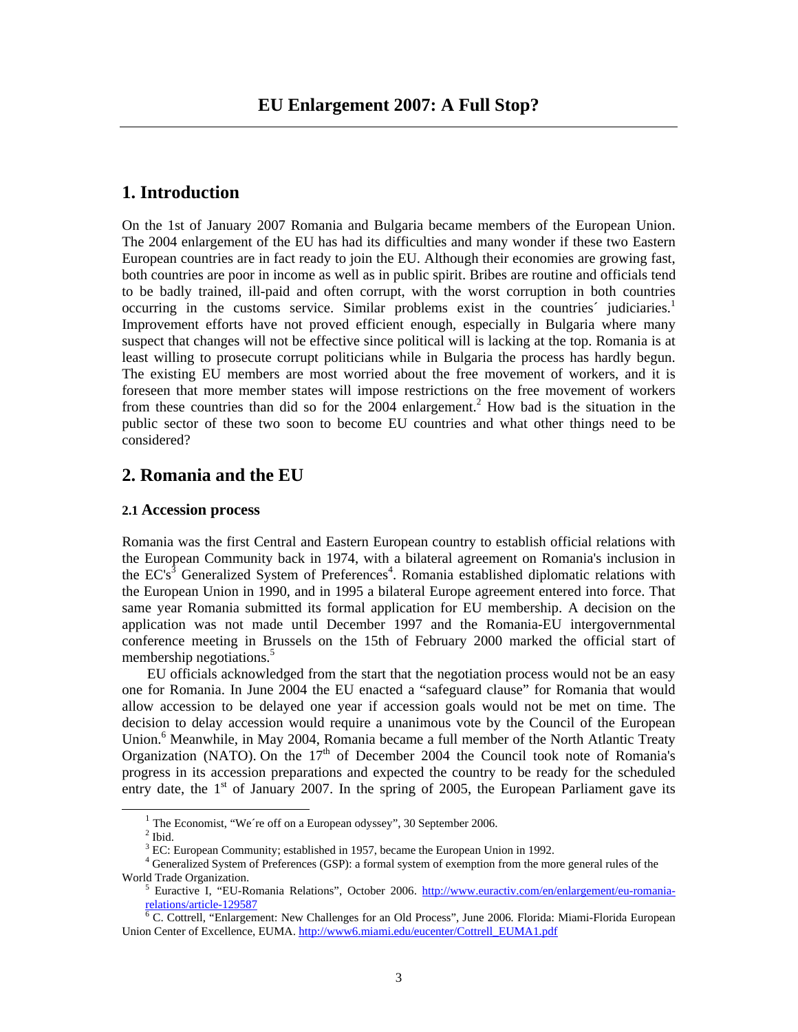# EU Enlargement 2007: A Full Stop?

## 1. Introduction

On the 1st of January 2007 Romania and Bulgaria became members of the European Union. The 2004 enlargement of the EU has had its difficulties and many wonder if these two Eastern European countries are in fact ready to join the EU. Although their economies are growing fast, both countries are poor in income as well as in public spirit. Bribes are routine and officials tend to be badly trained, ill-paid and often corrupt, with the worst corruption in both countries occurring in the customs service. Similar problems exist in the countries´ judiciaries.[1] Improvement efforts have not proved efficient enough, especially in Bulgaria where many suspect that changes will not be effective since political will is lacking at the top. Romania is at least willing to prosecute corrupt politicians while in Bulgaria the process has hardly begun. The existing EU members are most worried about the free movement of workers, and it is foreseen that more member states will impose restrictions on the free movement of workers from these countries than did so for the 2004 enlargement.[2] How bad is the situation in the public sector of these two soon to become EU countries and what other things need to be considered?

## 2. Romania and the EU

### 2.1 Accession process

Romania was the first Central and Eastern European country to establish official relations with the European Community back in 1974, with a bilateral agreement on Romania's inclusion in the EC's[3] Generalized System of Preferences[4]. Romania established diplomatic relations with the European Union in 1990, and in 1995 a bilateral Europe agreement entered into force. That same year Romania submitted its formal application for EU membership. A decision on the application was not made until December 1997 and the Romania-EU intergovernmental conference meeting in Brussels on the 15th of February 2000 marked the official start of membership negotiations.[5]

EU officials acknowledged from the start that the negotiation process would not be an easy one for Romania. In June 2004 the EU enacted a "safeguard clause" for Romania that would allow accession to be delayed one year if accession goals would not be met on time. The decision to delay accession would require a unanimous vote by the Council of the European Union.[6] Meanwhile, in May 2004, Romania became a full member of the North Atlantic Treaty Organization (NATO). On the 17th of December 2004 the Council took note of Romania's progress in its accession preparations and expected the country to be ready for the scheduled entry date, the 1st of January 2007. In the spring of 2005, the European Parliament gave its

---

[1] The Economist, "We´re off on a European odyssey", 30 September 2006.

[2] Ibid.

[3] EC: European Community; established in 1957, became the European Union in 1992.

[4] Generalized System of Preferences (GSP): a formal system of exemption from the more general rules of the World Trade Organization.

[5] Euractive I, "EU-Romania Relations", October 2006. http://www.euractiv.com/en/enlargement/eu-romania-relations/article-129587

[6] C. Cottrell, "Enlargement: New Challenges for an Old Process", June 2006. Florida: Miami-Florida European Union Center of Excellence, EUMA. http://www6.miami.edu/eucenter/Cottrell_EUMA1.pdf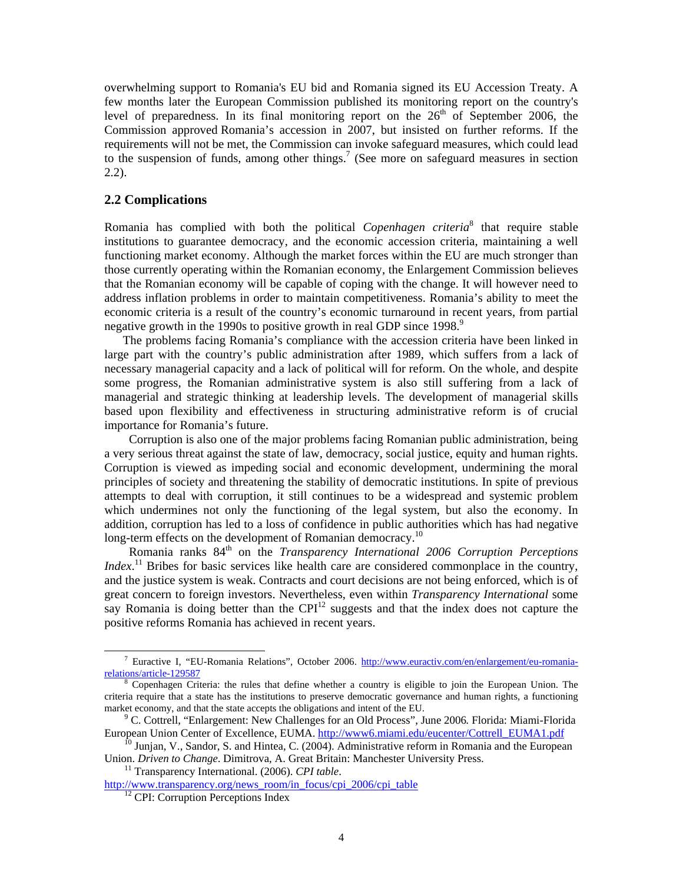overwhelming support to Romania's EU bid and Romania signed its EU Accession Treaty. A few months later the European Commission published its monitoring report on the country's level of preparedness. In its final monitoring report on the 26th of September 2006, the Commission approved Romania's accession in 2007, but insisted on further reforms. If the requirements will not be met, the Commission can invoke safeguard measures, which could lead to the suspension of funds, among other things.[7] (See more on safeguard measures in section 2.2).

## 2.2 Complications

Romania has complied with both the political *Copenhagen criteria*[8] that require stable institutions to guarantee democracy, and the economic accession criteria, maintaining a well functioning market economy. Although the market forces within the EU are much stronger than those currently operating within the Romanian economy, the Enlargement Commission believes that the Romanian economy will be capable of coping with the change. It will however need to address inflation problems in order to maintain competitiveness. Romania's ability to meet the economic criteria is a result of the country's economic turnaround in recent years, from partial negative growth in the 1990s to positive growth in real GDP since 1998.[9]

The problems facing Romania's compliance with the accession criteria have been linked in large part with the country's public administration after 1989, which suffers from a lack of necessary managerial capacity and a lack of political will for reform. On the whole, and despite some progress, the Romanian administrative system is also still suffering from a lack of managerial and strategic thinking at leadership levels. The development of managerial skills based upon flexibility and effectiveness in structuring administrative reform is of crucial importance for Romania's future.

Corruption is also one of the major problems facing Romanian public administration, being a very serious threat against the state of law, democracy, social justice, equity and human rights. Corruption is viewed as impeding social and economic development, undermining the moral principles of society and threatening the stability of democratic institutions. In spite of previous attempts to deal with corruption, it still continues to be a widespread and systemic problem which undermines not only the functioning of the legal system, but also the economy. In addition, corruption has led to a loss of confidence in public authorities which has had negative long-term effects on the development of Romanian democracy.[10]

Romania ranks 84th on the *Transparency International 2006 Corruption Perceptions Index*.[11] Bribes for basic services like health care are considered commonplace in the country, and the justice system is weak. Contracts and court decisions are not being enforced, which is of great concern to foreign investors. Nevertheless, even within *Transparency International* some say Romania is doing better than the CPI[12] suggests and that the index does not capture the positive reforms Romania has achieved in recent years.

---

[7] Euractive I, "EU-Romania Relations", October 2006. http://www.euractiv.com/en/enlargement/eu-romania-relations/article-129587

[8] Copenhagen Criteria: the rules that define whether a country is eligible to join the European Union. The criteria require that a state has the institutions to preserve democratic governance and human rights, a functioning market economy, and that the state accepts the obligations and intent of the EU.

[9] C. Cottrell, "Enlargement: New Challenges for an Old Process", June 2006. Florida: Miami-Florida European Union Center of Excellence, EUMA. http://www6.miami.edu/eucenter/Cottrell_EUMA1.pdf

[10] Junjan, V., Sandor, S. and Hintea, C. (2004). Administrative reform in Romania and the European Union. *Driven to Change*. Dimitrova, A. Great Britain: Manchester University Press.

[11] Transparency International. (2006). *CPI table*. http://www.transparency.org/news_room/in_focus/cpi_2006/cpi_table

[12] CPI: Corruption Perceptions Index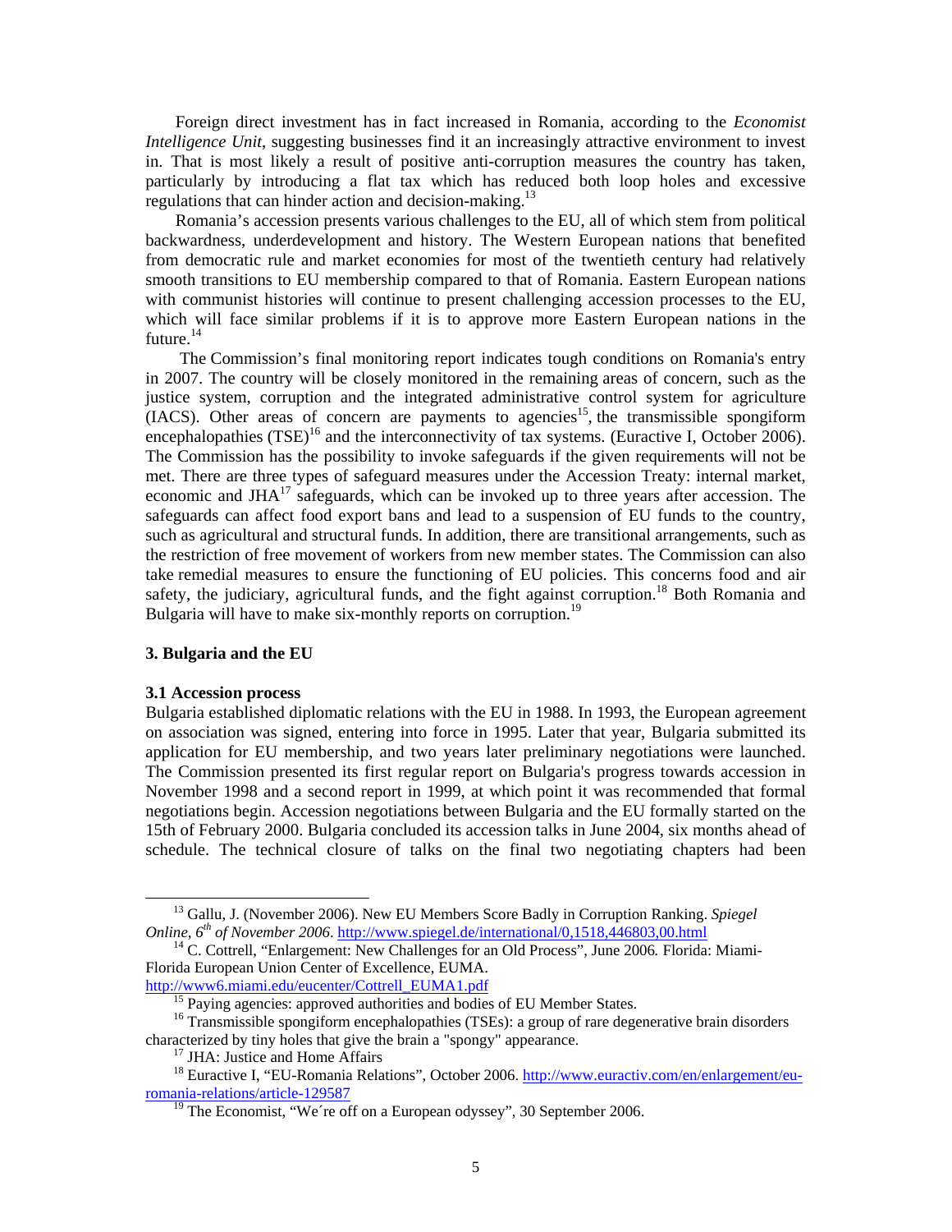Foreign direct investment has in fact increased in Romania, according to the *Economist Intelligence Unit*, suggesting businesses find it an increasingly attractive environment to invest in. That is most likely a result of positive anti-corruption measures the country has taken, particularly by introducing a flat tax which has reduced both loop holes and excessive regulations that can hinder action and decision-making.[13]

Romania's accession presents various challenges to the EU, all of which stem from political backwardness, underdevelopment and history. The Western European nations that benefited from democratic rule and market economies for most of the twentieth century had relatively smooth transitions to EU membership compared to that of Romania. Eastern European nations with communist histories will continue to present challenging accession processes to the EU, which will face similar problems if it is to approve more Eastern European nations in the future.[14]

The Commission's final monitoring report indicates tough conditions on Romania's entry in 2007. The country will be closely monitored in the remaining areas of concern, such as the justice system, corruption and the integrated administrative control system for agriculture (IACS). Other areas of concern are payments to agencies[15], the transmissible spongiform encephalopathies (TSE)[16] and the interconnectivity of tax systems. (Euractive I, October 2006). The Commission has the possibility to invoke safeguards if the given requirements will not be met. There are three types of safeguard measures under the Accession Treaty: internal market, economic and JHA[17] safeguards, which can be invoked up to three years after accession. The safeguards can affect food export bans and lead to a suspension of EU funds to the country, such as agricultural and structural funds. In addition, there are transitional arrangements, such as the restriction of free movement of workers from new member states. The Commission can also take remedial measures to ensure the functioning of EU policies. This concerns food and air safety, the judiciary, agricultural funds, and the fight against corruption.[18] Both Romania and Bulgaria will have to make six-monthly reports on corruption.[19]

### 3. Bulgaria and the EU

#### 3.1 Accession process

Bulgaria established diplomatic relations with the EU in 1988. In 1993, the European agreement on association was signed, entering into force in 1995. Later that year, Bulgaria submitted its application for EU membership, and two years later preliminary negotiations were launched. The Commission presented its first regular report on Bulgaria's progress towards accession in November 1998 and a second report in 1999, at which point it was recommended that formal negotiations begin. Accession negotiations between Bulgaria and the EU formally started on the 15th of February 2000. Bulgaria concluded its accession talks in June 2004, six months ahead of schedule. The technical closure of talks on the final two negotiating chapters had been

---

[13] Gallu, J. (November 2006). New EU Members Score Badly in Corruption Ranking. *Spiegel Online, 6th of November 2006*. http://www.spiegel.de/international/0,1518,446803,00.html

[14] C. Cottrell, "Enlargement: New Challenges for an Old Process", June 2006*.* Florida: Miami-Florida European Union Center of Excellence, EUMA. http://www6.miami.edu/eucenter/Cottrell_EUMA1.pdf

[15] Paying agencies: approved authorities and bodies of EU Member States.

[16] Transmissible spongiform encephalopathies (TSEs): a group of rare degenerative brain disorders characterized by tiny holes that give the brain a "spongy" appearance.

[17] JHA: Justice and Home Affairs

[18] Euractive I, "EU-Romania Relations", October 2006. http://www.euractiv.com/en/enlargement/eu-romania-relations/article-129587

[19] The Economist, "We´re off on a European odyssey", 30 September 2006.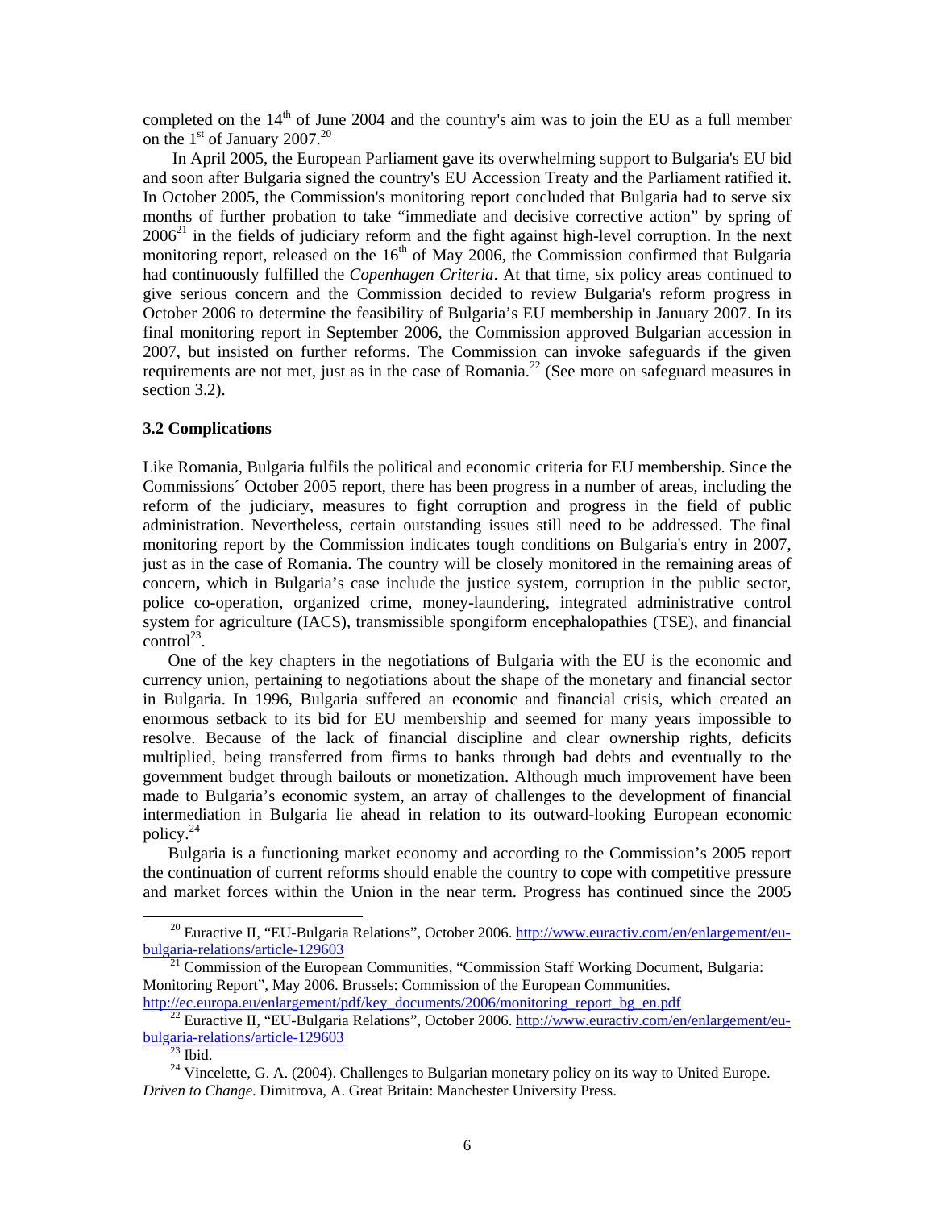completed on the 14th of June 2004 and the country's aim was to join the EU as a full member on the 1st of January 2007.[20]

In April 2005, the European Parliament gave its overwhelming support to Bulgaria's EU bid and soon after Bulgaria signed the country's EU Accession Treaty and the Parliament ratified it. In October 2005, the Commission's monitoring report concluded that Bulgaria had to serve six months of further probation to take "immediate and decisive corrective action" by spring of 2006[21] in the fields of judiciary reform and the fight against high-level corruption. In the next monitoring report, released on the 16th of May 2006, the Commission confirmed that Bulgaria had continuously fulfilled the *Copenhagen Criteria*. At that time, six policy areas continued to give serious concern and the Commission decided to review Bulgaria's reform progress in October 2006 to determine the feasibility of Bulgaria's EU membership in January 2007. In its final monitoring report in September 2006, the Commission approved Bulgarian accession in 2007, but insisted on further reforms. The Commission can invoke safeguards if the given requirements are not met, just as in the case of Romania.[22] (See more on safeguard measures in section 3.2).

### 3.2 Complications

Like Romania, Bulgaria fulfils the political and economic criteria for EU membership. Since the Commissions´ October 2005 report, there has been progress in a number of areas, including the reform of the judiciary, measures to fight corruption and progress in the field of public administration. Nevertheless, certain outstanding issues still need to be addressed. The final monitoring report by the Commission indicates tough conditions on Bulgaria's entry in 2007, just as in the case of Romania. The country will be closely monitored in the remaining areas of concern**,** which in Bulgaria's case include the justice system, corruption in the public sector, police co-operation, organized crime, money-laundering, integrated administrative control system for agriculture (IACS), transmissible spongiform encephalopathies (TSE), and financial control[23].

One of the key chapters in the negotiations of Bulgaria with the EU is the economic and currency union, pertaining to negotiations about the shape of the monetary and financial sector in Bulgaria. In 1996, Bulgaria suffered an economic and financial crisis, which created an enormous setback to its bid for EU membership and seemed for many years impossible to resolve. Because of the lack of financial discipline and clear ownership rights, deficits multiplied, being transferred from firms to banks through bad debts and eventually to the government budget through bailouts or monetization. Although much improvement have been made to Bulgaria's economic system, an array of challenges to the development of financial intermediation in Bulgaria lie ahead in relation to its outward-looking European economic policy.[24]

Bulgaria is a functioning market economy and according to the Commission's 2005 report the continuation of current reforms should enable the country to cope with competitive pressure and market forces within the Union in the near term. Progress has continued since the 2005

---

[20] Euractive II, "EU-Bulgaria Relations", October 2006. http://www.euractiv.com/en/enlargement/eu-bulgaria-relations/article-129603

[21] Commission of the European Communities, "Commission Staff Working Document, Bulgaria: Monitoring Report", May 2006. Brussels: Commission of the European Communities. http://ec.europa.eu/enlargement/pdf/key_documents/2006/monitoring_report_bg_en.pdf

[22] Euractive II, "EU-Bulgaria Relations", October 2006. http://www.euractiv.com/en/enlargement/eu-bulgaria-relations/article-129603

[23] Ibid.

[24] Vincelette, G. A. (2004). Challenges to Bulgarian monetary policy on its way to United Europe. *Driven to Change*. Dimitrova, A. Great Britain: Manchester University Press.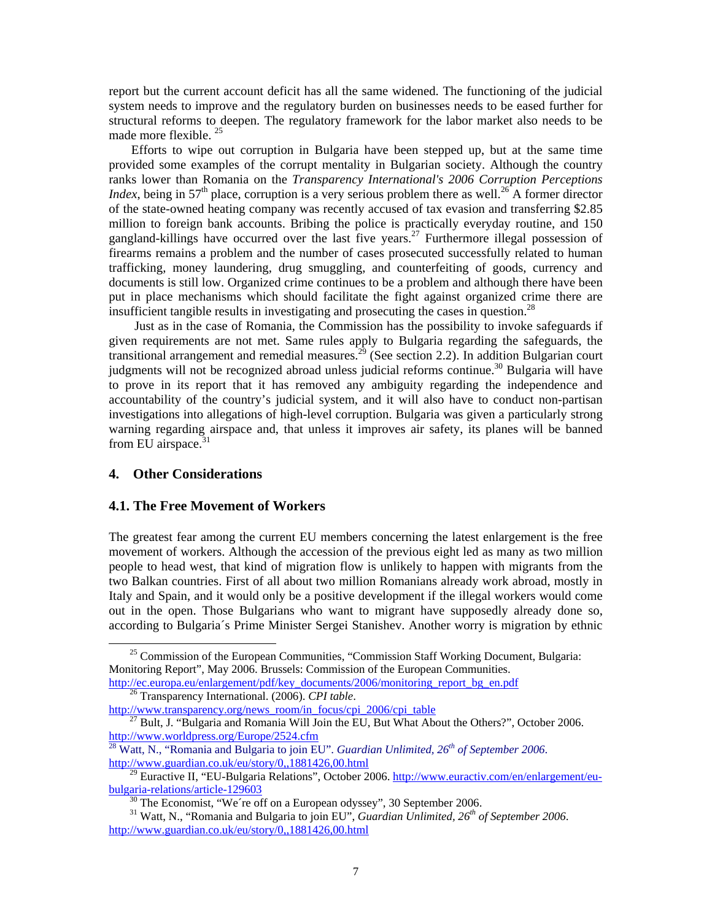report but the current account deficit has all the same widened. The functioning of the judicial system needs to improve and the regulatory burden on businesses needs to be eased further for structural reforms to deepen. The regulatory framework for the labor market also needs to be made more flexible. [25]

Efforts to wipe out corruption in Bulgaria have been stepped up, but at the same time provided some examples of the corrupt mentality in Bulgarian society. Although the country ranks lower than Romania on the *Transparency International's 2006 Corruption Perceptions Index*, being in 57th place, corruption is a very serious problem there as well.[26] A former director of the state-owned heating company was recently accused of tax evasion and transferring $2.85 million to foreign bank accounts. Bribing the police is practically everyday routine, and 150 gangland-killings have occurred over the last five years.[27] Furthermore illegal possession of firearms remains a problem and the number of cases prosecuted successfully related to human trafficking, money laundering, drug smuggling, and counterfeiting of goods, currency and documents is still low. Organized crime continues to be a problem and although there have been put in place mechanisms which should facilitate the fight against organized crime there are insufficient tangible results in investigating and prosecuting the cases in question.[28]

Just as in the case of Romania, the Commission has the possibility to invoke safeguards if given requirements are not met. Same rules apply to Bulgaria regarding the safeguards, the transitional arrangement and remedial measures.[29] (See section 2.2). In addition Bulgarian court judgments will not be recognized abroad unless judicial reforms continue.[30] Bulgaria will have to prove in its report that it has removed any ambiguity regarding the independence and accountability of the country's judicial system, and it will also have to conduct non-partisan investigations into allegations of high-level corruption. Bulgaria was given a particularly strong warning regarding airspace and, that unless it improves air safety, its planes will be banned from EU airspace.[31]

## 4. Other Considerations

### 4.1. The Free Movement of Workers

The greatest fear among the current EU members concerning the latest enlargement is the free movement of workers. Although the accession of the previous eight led as many as two million people to head west, that kind of migration flow is unlikely to happen with migrants from the two Balkan countries. First of all about two million Romanians already work abroad, mostly in Italy and Spain, and it would only be a positive development if the illegal workers would come out in the open. Those Bulgarians who want to migrant have supposedly already done so, according to Bulgaria´s Prime Minister Sergei Stanishev. Another worry is migration by ethnic

---

[25] Commission of the European Communities, "Commission Staff Working Document, Bulgaria: Monitoring Report", May 2006. Brussels: Commission of the European Communities. http://ec.europa.eu/enlargement/pdf/key_documents/2006/monitoring_report_bg_en.pdf

[26] Transparency International. (2006). *CPI table*. http://www.transparency.org/news_room/in_focus/cpi_2006/cpi_table

[27] Bult, J. "Bulgaria and Romania Will Join the EU, But What About the Others?", October 2006. http://www.worldpress.org/Europe/2524.cfm

[28] Watt, N., "Romania and Bulgaria to join EU". *Guardian Unlimited, 26th of September 2006*. http://www.guardian.co.uk/eu/story/0,,1881426,00.html

[29] Euractive II, "EU-Bulgaria Relations", October 2006. http://www.euractiv.com/en/enlargement/eu-bulgaria-relations/article-129603

[30] The Economist, "We´re off on a European odyssey", 30 September 2006.

[31] Watt, N., "Romania and Bulgaria to join EU", *Guardian Unlimited, 26th of September 2006*. http://www.guardian.co.uk/eu/story/0,,1881426,00.html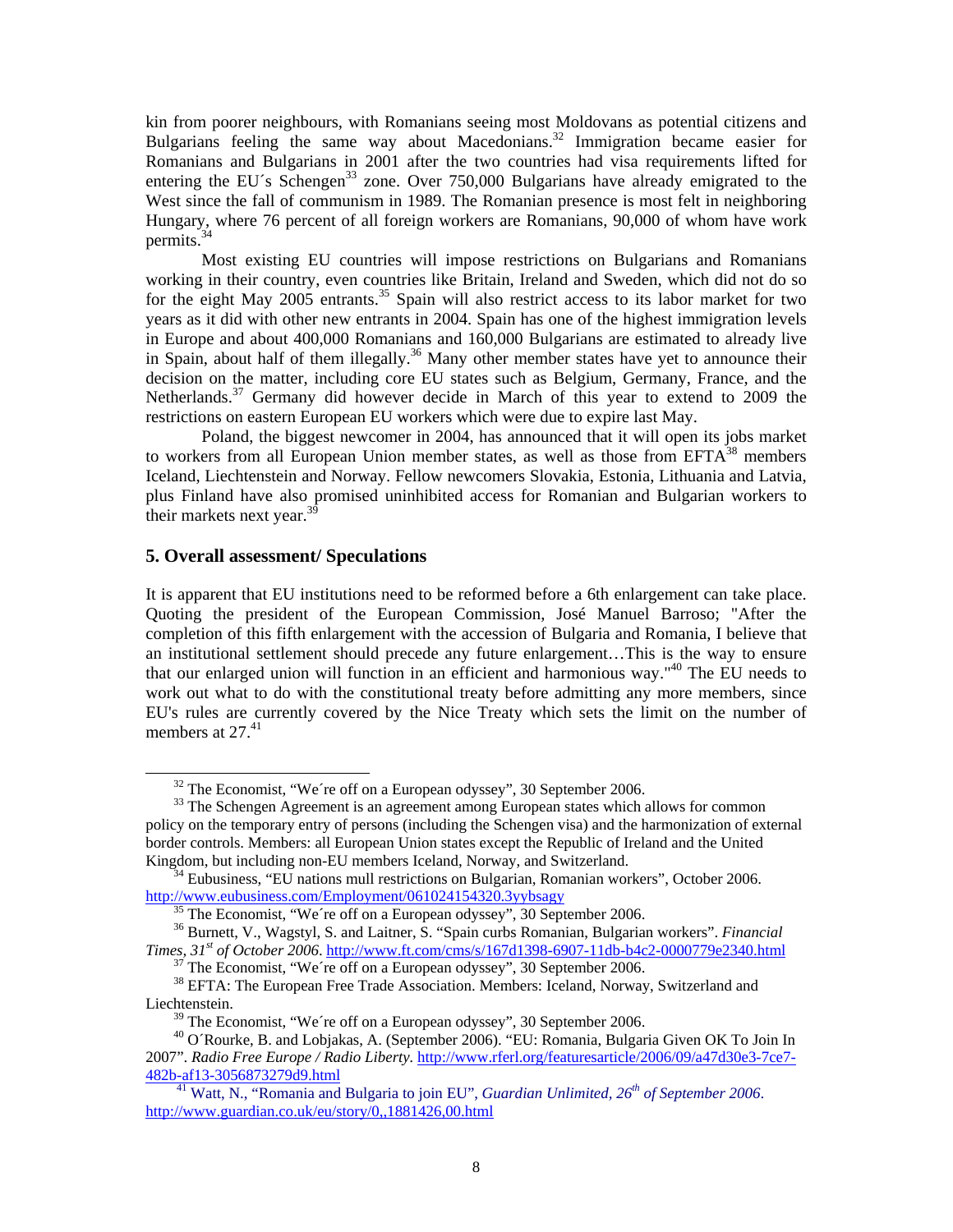kin from poorer neighbours, with Romanians seeing most Moldovans as potential citizens and Bulgarians feeling the same way about Macedonians.[32] Immigration became easier for Romanians and Bulgarians in 2001 after the two countries had visa requirements lifted for entering the EU´s Schengen[33] zone. Over 750,000 Bulgarians have already emigrated to the West since the fall of communism in 1989. The Romanian presence is most felt in neighboring Hungary, where 76 percent of all foreign workers are Romanians, 90,000 of whom have work permits.[34]

Most existing EU countries will impose restrictions on Bulgarians and Romanians working in their country, even countries like Britain, Ireland and Sweden, which did not do so for the eight May 2005 entrants.[35] Spain will also restrict access to its labor market for two years as it did with other new entrants in 2004. Spain has one of the highest immigration levels in Europe and about 400,000 Romanians and 160,000 Bulgarians are estimated to already live in Spain, about half of them illegally.[36] Many other member states have yet to announce their decision on the matter, including core EU states such as Belgium, Germany, France, and the Netherlands.[37] Germany did however decide in March of this year to extend to 2009 the restrictions on eastern European EU workers which were due to expire last May.

Poland, the biggest newcomer in 2004, has announced that it will open its jobs market to workers from all European Union member states, as well as those from EFTA[38] members Iceland, Liechtenstein and Norway. Fellow newcomers Slovakia, Estonia, Lithuania and Latvia, plus Finland have also promised uninhibited access for Romanian and Bulgarian workers to their markets next year.[39]

## 5. Overall assessment/ Speculations

It is apparent that EU institutions need to be reformed before a 6th enlargement can take place. Quoting the president of the European Commission, José Manuel Barroso; "After the completion of this fifth enlargement with the accession of Bulgaria and Romania, I believe that an institutional settlement should precede any future enlargement…This is the way to ensure that our enlarged union will function in an efficient and harmonious way."[40] The EU needs to work out what to do with the constitutional treaty before admitting any more members, since EU's rules are currently covered by the Nice Treaty which sets the limit on the number of members at 27.[41]

---

[32] The Economist, "We´re off on a European odyssey", 30 September 2006.

[33] The Schengen Agreement is an agreement among European states which allows for common policy on the temporary entry of persons (including the Schengen visa) and the harmonization of external border controls. Members: all European Union states except the Republic of Ireland and the United Kingdom, but including non-EU members Iceland, Norway, and Switzerland.

[34] Eubusiness, "EU nations mull restrictions on Bulgarian, Romanian workers", October 2006. http://www.eubusiness.com/Employment/061024154320.3yybsagy

[35] The Economist, "We´re off on a European odyssey", 30 September 2006.

[36] Burnett, V., Wagstyl, S. and Laitner, S. "Spain curbs Romanian, Bulgarian workers". *Financial Times, 31st of October 2006*. http://www.ft.com/cms/s/167d1398-6907-11db-b4c2-0000779e2340.html

[37] The Economist, "We´re off on a European odyssey", 30 September 2006.

[38] EFTA: The European Free Trade Association. Members: Iceland, Norway, Switzerland and Liechtenstein.

[39] The Economist, "We´re off on a European odyssey", 30 September 2006.

[40] O´Rourke, B. and Lobjakas, A. (September 2006). "EU: Romania, Bulgaria Given OK To Join In 2007". *Radio Free Europe / Radio Liberty*. http://www.rferl.org/featuresarticle/2006/09/a47d30e3-7ce7-482b-af13-3056873279d9.html

[41] Watt, N., "Romania and Bulgaria to join EU", *Guardian Unlimited, 26th of September 2006*. http://www.guardian.co.uk/eu/story/0,,1881426,00.html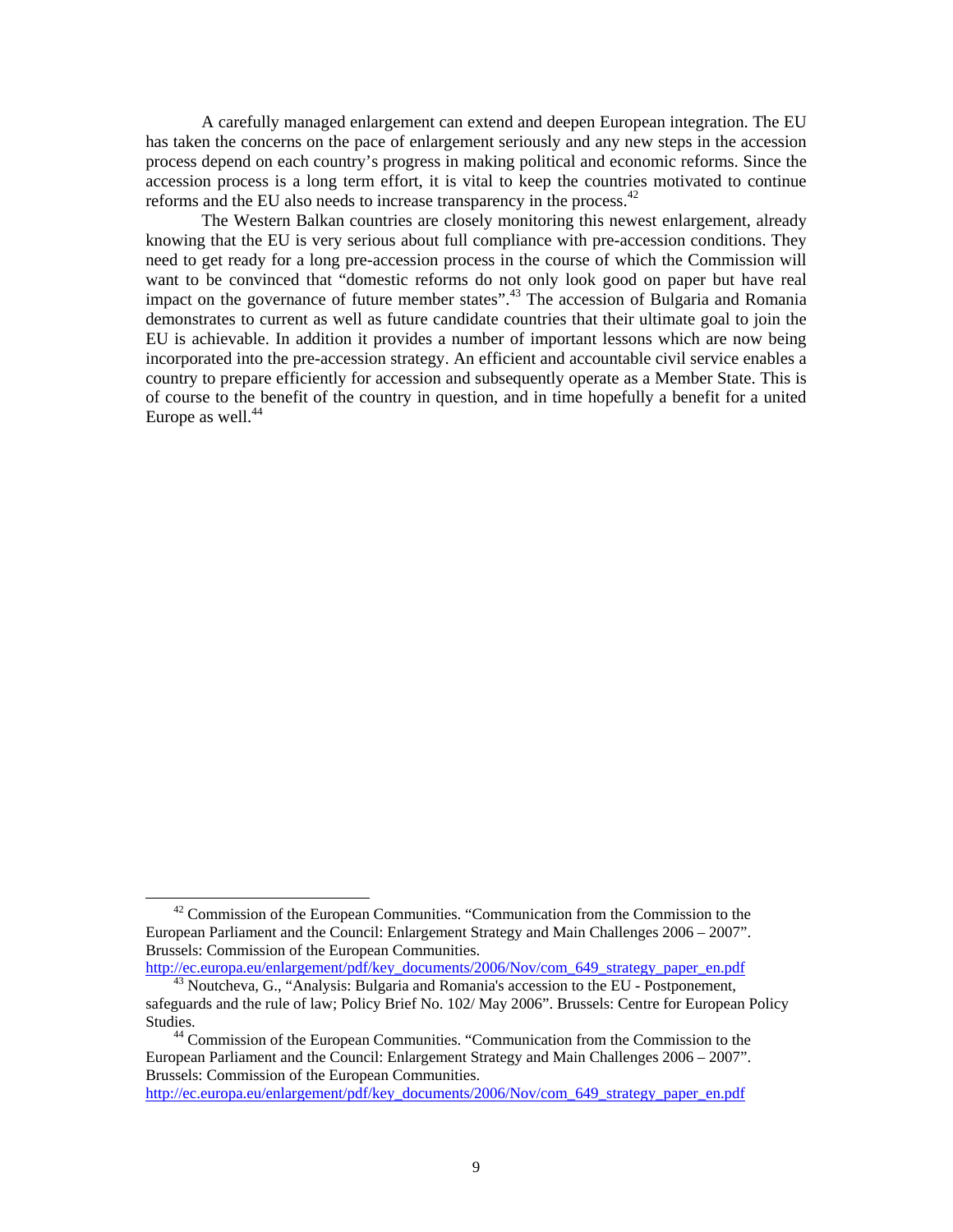A carefully managed enlargement can extend and deepen European integration. The EU has taken the concerns on the pace of enlargement seriously and any new steps in the accession process depend on each country's progress in making political and economic reforms. Since the accession process is a long term effort, it is vital to keep the countries motivated to continue reforms and the EU also needs to increase transparency in the process.[42]

The Western Balkan countries are closely monitoring this newest enlargement, already knowing that the EU is very serious about full compliance with pre-accession conditions. They need to get ready for a long pre-accession process in the course of which the Commission will want to be convinced that "domestic reforms do not only look good on paper but have real impact on the governance of future member states".[43] The accession of Bulgaria and Romania demonstrates to current as well as future candidate countries that their ultimate goal to join the EU is achievable. In addition it provides a number of important lessons which are now being incorporated into the pre-accession strategy. An efficient and accountable civil service enables a country to prepare efficiently for accession and subsequently operate as a Member State. This is of course to the benefit of the country in question, and in time hopefully a benefit for a united Europe as well.[44]

---

[42] Commission of the European Communities. "Communication from the Commission to the European Parliament and the Council: Enlargement Strategy and Main Challenges 2006 – 2007". Brussels: Commission of the European Communities. http://ec.europa.eu/enlargement/pdf/key_documents/2006/Nov/com_649_strategy_paper_en.pdf

[43] Noutcheva, G., "Analysis: Bulgaria and Romania's accession to the EU - Postponement, safeguards and the rule of law; Policy Brief No. 102/ May 2006". Brussels: Centre for European Policy Studies.

[44] Commission of the European Communities. "Communication from the Commission to the European Parliament and the Council: Enlargement Strategy and Main Challenges 2006 – 2007". Brussels: Commission of the European Communities. http://ec.europa.eu/enlargement/pdf/key_documents/2006/Nov/com_649_strategy_paper_en.pdf